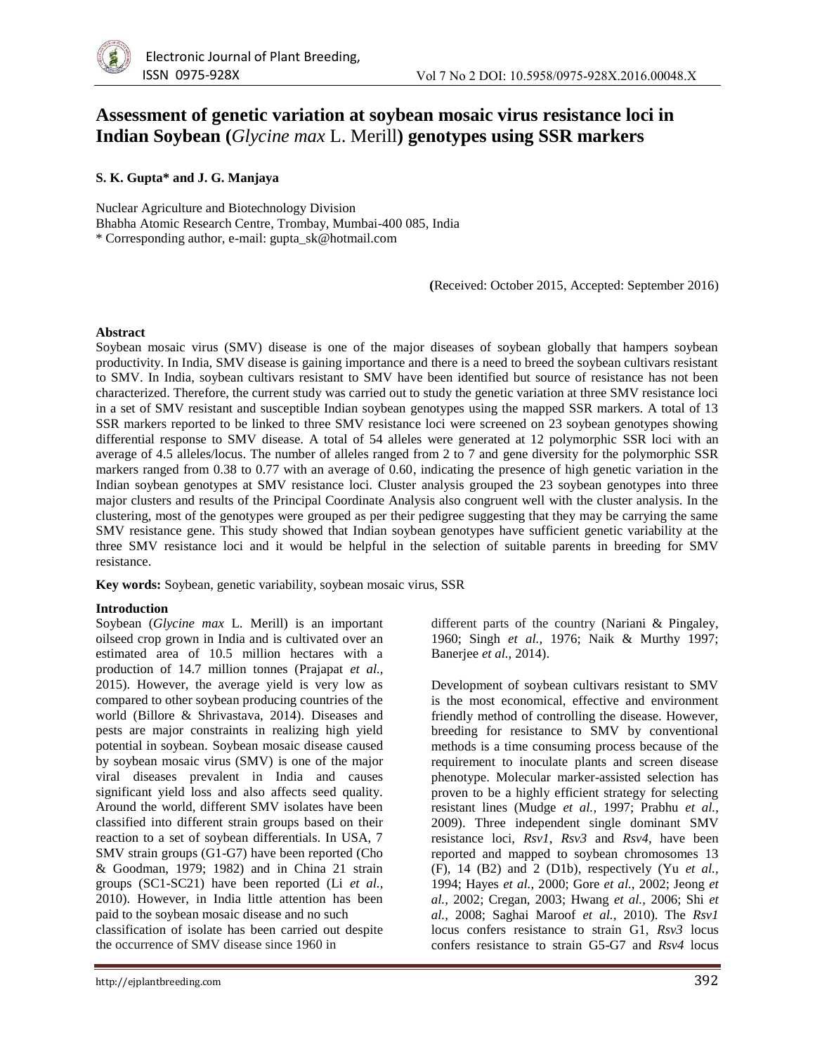# Assessment of genetic variation at soybean mosaic virus resistance loci in Indian Soybean (*Glycine max* L. Merill) genotypes using SSR markers

**S. K. Gupta\* and J. G. Manjaya**

Nuclear Agriculture and Biotechnology Division
Bhabha Atomic Research Centre, Trombay, Mumbai-400 085, India
\* Corresponding author, e-mail: gupta_sk@hotmail.com

(Received: October 2015, Accepted: September 2016)

**Abstract**

Soybean mosaic virus (SMV) disease is one of the major diseases of soybean globally that hampers soybean productivity. In India, SMV disease is gaining importance and there is a need to breed the soybean cultivars resistant to SMV. In India, soybean cultivars resistant to SMV have been identified but source of resistance has not been characterized. Therefore, the current study was carried out to study the genetic variation at three SMV resistance loci in a set of SMV resistant and susceptible Indian soybean genotypes using the mapped SSR markers. A total of 13 SSR markers reported to be linked to three SMV resistance loci were screened on 23 soybean genotypes showing differential response to SMV disease. A total of 54 alleles were generated at 12 polymorphic SSR loci with an average of 4.5 alleles/locus. The number of alleles ranged from 2 to 7 and gene diversity for the polymorphic SSR markers ranged from 0.38 to 0.77 with an average of 0.60, indicating the presence of high genetic variation in the Indian soybean genotypes at SMV resistance loci. Cluster analysis grouped the 23 soybean genotypes into three major clusters and results of the Principal Coordinate Analysis also congruent well with the cluster analysis. In the clustering, most of the genotypes were grouped as per their pedigree suggesting that they may be carrying the same SMV resistance gene. This study showed that Indian soybean genotypes have sufficient genetic variability at the three SMV resistance loci and it would be helpful in the selection of suitable parents in breeding for SMV resistance.

**Key words:** Soybean, genetic variability, soybean mosaic virus, SSR

**Introduction**

Soybean (*Glycine max* L. Merill) is an important oilseed crop grown in India and is cultivated over an estimated area of 10.5 million hectares with a production of 14.7 million tonnes (Prajapat *et al.,* 2015). However, the average yield is very low as compared to other soybean producing countries of the world (Billore & Shrivastava, 2014). Diseases and pests are major constraints in realizing high yield potential in soybean. Soybean mosaic disease caused by soybean mosaic virus (SMV) is one of the major viral diseases prevalent in India and causes significant yield loss and also affects seed quality. Around the world, different SMV isolates have been classified into different strain groups based on their reaction to a set of soybean differentials. In USA, 7 SMV strain groups (G1-G7) have been reported (Cho & Goodman, 1979; 1982) and in China 21 strain groups (SC1-SC21) have been reported (Li *et al.,* 2010). However, in India little attention has been paid to the soybean mosaic disease and no such classification of isolate has been carried out despite the occurrence of SMV disease since 1960 in different parts of the country (Nariani & Pingaley, 1960; Singh *et al.,* 1976; Naik & Murthy 1997; Banerjee *et al.,* 2014).

Development of soybean cultivars resistant to SMV is the most economical, effective and environment friendly method of controlling the disease. However, breeding for resistance to SMV by conventional methods is a time consuming process because of the requirement to inoculate plants and screen disease phenotype. Molecular marker-assisted selection has proven to be a highly efficient strategy for selecting resistant lines (Mudge *et al.,* 1997; Prabhu *et al.,* 2009). Three independent single dominant SMV resistance loci, *Rsv1*, *Rsv3* and *Rsv4*, have been reported and mapped to soybean chromosomes 13 (F), 14 (B2) and 2 (D1b), respectively (Yu *et al.,* 1994; Hayes *et al.,* 2000; Gore *et al.,* 2002; Jeong *et al.,* 2002; Cregan, 2003; Hwang *et al.,* 2006; Shi *et al.,* 2008; Saghai Maroof *et al.,* 2010). The *Rsv1* locus confers resistance to strain G1, *Rsv3* locus confers resistance to strain G5-G7 and *Rsv4* locus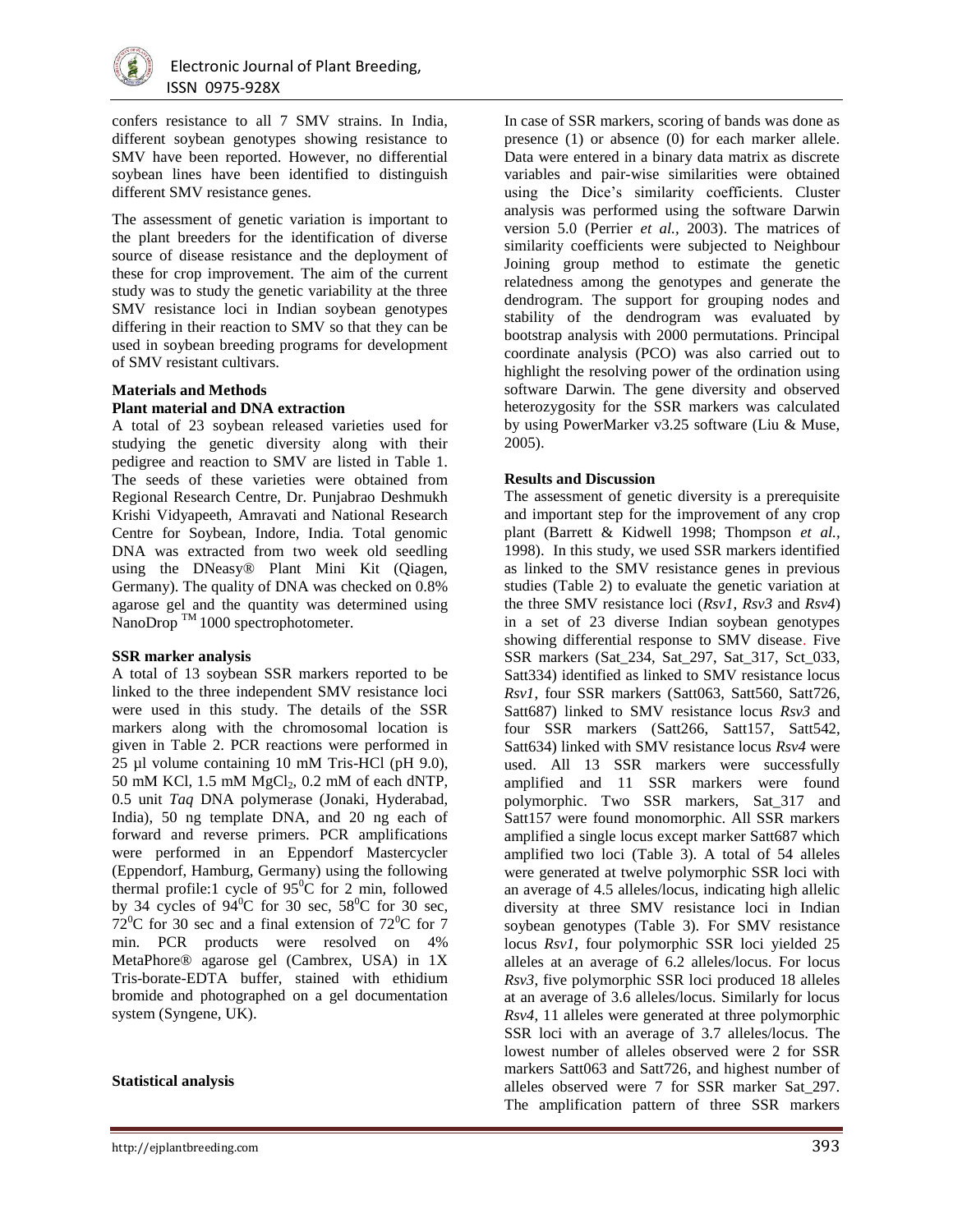confers resistance to all 7 SMV strains. In India, different soybean genotypes showing resistance to SMV have been reported. However, no differential soybean lines have been identified to distinguish different SMV resistance genes.

The assessment of genetic variation is important to the plant breeders for the identification of diverse source of disease resistance and the deployment of these for crop improvement. The aim of the current study was to study the genetic variability at the three SMV resistance loci in Indian soybean genotypes differing in their reaction to SMV so that they can be used in soybean breeding programs for development of SMV resistant cultivars.

## Materials and Methods

### Plant material and DNA extraction

A total of 23 soybean released varieties used for studying the genetic diversity along with their pedigree and reaction to SMV are listed in Table 1. The seeds of these varieties were obtained from Regional Research Centre, Dr. Punjabrao Deshmukh Krishi Vidyapeeth, Amravati and National Research Centre for Soybean, Indore, India. Total genomic DNA was extracted from two week old seedling using the DNeasy® Plant Mini Kit (Qiagen, Germany). The quality of DNA was checked on 0.8% agarose gel and the quantity was determined using NanoDrop ™ 1000 spectrophotometer.

### SSR marker analysis

A total of 13 soybean SSR markers reported to be linked to the three independent SMV resistance loci were used in this study. The details of the SSR markers along with the chromosomal location is given in Table 2. PCR reactions were performed in 25 µl volume containing 10 mM Tris-HCl (pH 9.0), 50 mM KCl, 1.5 mM $MgCl_2$, 0.2 mM of each dNTP, 0.5 unit *Taq* DNA polymerase (Jonaki, Hyderabad, India), 50 ng template DNA, and 20 ng each of forward and reverse primers. PCR amplifications were performed in an Eppendorf Mastercycler (Eppendorf, Hamburg, Germany) using the following thermal profile:1 cycle of $95^0$C for 2 min, followed by 34 cycles of $94^0$C for 30 sec, $58^0$C for 30 sec, $72^0$C for 30 sec and a final extension of $72^0$C for 7 min. PCR products were resolved on 4% MetaPhore® agarose gel (Cambrex, USA) in 1X Tris-borate-EDTA buffer, stained with ethidium bromide and photographed on a gel documentation system (Syngene, UK).

### Statistical analysis

In case of SSR markers, scoring of bands was done as presence (1) or absence (0) for each marker allele. Data were entered in a binary data matrix as discrete variables and pair-wise similarities were obtained using the Dice's similarity coefficients. Cluster analysis was performed using the software Darwin version 5.0 (Perrier *et al.*, 2003). The matrices of similarity coefficients were subjected to Neighbour Joining group method to estimate the genetic relatedness among the genotypes and generate the dendrogram. The support for grouping nodes and stability of the dendrogram was evaluated by bootstrap analysis with 2000 permutations. Principal coordinate analysis (PCO) was also carried out to highlight the resolving power of the ordination using software Darwin. The gene diversity and observed heterozygosity for the SSR markers was calculated by using PowerMarker v3.25 software (Liu & Muse, 2005).

## Results and Discussion

The assessment of genetic diversity is a prerequisite and important step for the improvement of any crop plant (Barrett & Kidwell 1998; Thompson *et al.,* 1998). In this study, we used SSR markers identified as linked to the SMV resistance genes in previous studies (Table 2) to evaluate the genetic variation at the three SMV resistance loci (*Rsv1*, *Rsv3* and *Rsv4*) in a set of 23 diverse Indian soybean genotypes showing differential response to SMV disease. Five SSR markers (Sat_234, Sat_297, Sat_317, Sct_033, Satt334) identified as linked to SMV resistance locus *Rsv1*, four SSR markers (Satt063, Satt560, Satt726, Satt687) linked to SMV resistance locus *Rsv3* and four SSR markers (Satt266, Satt157, Satt542, Satt634) linked with SMV resistance locus *Rsv4* were used. All 13 SSR markers were successfully amplified and 11 SSR markers were found polymorphic. Two SSR markers, Sat_317 and Satt157 were found monomorphic. All SSR markers amplified a single locus except marker Satt687 which amplified two loci (Table 3). A total of 54 alleles were generated at twelve polymorphic SSR loci with an average of 4.5 alleles/locus, indicating high allelic diversity at three SMV resistance loci in Indian soybean genotypes (Table 3). For SMV resistance locus *Rsv1*, four polymorphic SSR loci yielded 25 alleles at an average of 6.2 alleles/locus. For locus *Rsv3*, five polymorphic SSR loci produced 18 alleles at an average of 3.6 alleles/locus. Similarly for locus *Rsv4*, 11 alleles were generated at three polymorphic SSR loci with an average of 3.7 alleles/locus. The lowest number of alleles observed were 2 for SSR markers Satt063 and Satt726, and highest number of alleles observed were 7 for SSR marker Sat_297. The amplification pattern of three SSR markers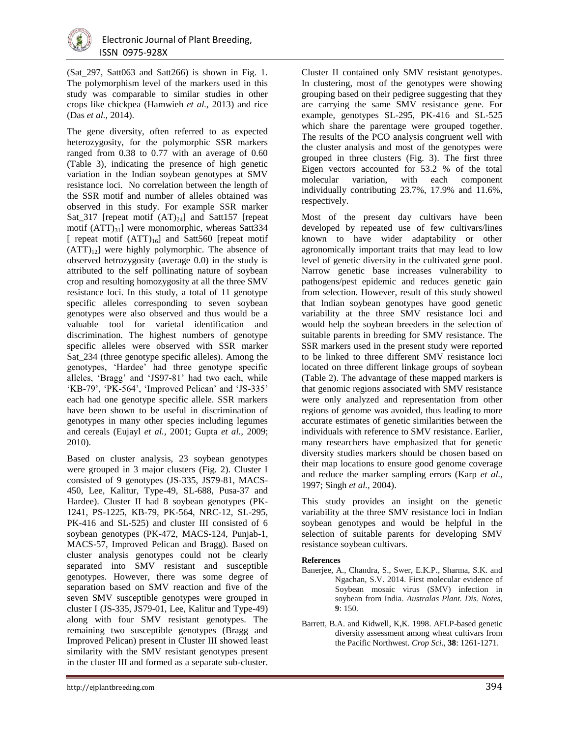(Sat_297, Satt063 and Satt266) is shown in Fig. 1. The polymorphism level of the markers used in this study was comparable to similar studies in other crops like chickpea (Hamwieh *et al.,* 2013) and rice (Das *et al.,* 2014).

The gene diversity, often referred to as expected heterozygosity, for the polymorphic SSR markers ranged from 0.38 to 0.77 with an average of 0.60 (Table 3), indicating the presence of high genetic variation in the Indian soybean genotypes at SMV resistance loci. No correlation between the length of the SSR motif and number of alleles obtained was observed in this study. For example SSR marker Sat_317 [repeat motif $(AT)_{24}$] and Satt157 [repeat motif $(ATT)_{31}$] were monomorphic, whereas Satt334 [ repeat motif $(ATT)_{16}$] and Satt560 [repeat motif $(ATT)_{12}$] were highly polymorphic. The absence of observed hetrozygosity (average 0.0) in the study is attributed to the self pollinating nature of soybean crop and resulting homozygosity at all the three SMV resistance loci. In this study, a total of 11 genotype specific alleles corresponding to seven soybean genotypes were also observed and thus would be a valuable tool for varietal identification and discrimination. The highest numbers of genotype specific alleles were observed with SSR marker Sat_234 (three genotype specific alleles). Among the genotypes, 'Hardee' had three genotype specific alleles, 'Bragg' and 'JS97-81' had two each, while 'KB-79', 'PK-564', 'Improved Pelican' and 'JS-335' each had one genotype specific allele. SSR markers have been shown to be useful in discrimination of genotypes in many other species including legumes and cereals (Eujayl *et al.,* 2001; Gupta *et al.,* 2009; 2010).

Based on cluster analysis, 23 soybean genotypes were grouped in 3 major clusters (Fig. 2). Cluster I consisted of 9 genotypes (JS-335, JS79-81, MACS-450, Lee, Kalitur, Type-49, SL-688, Pusa-37 and Hardee). Cluster II had 8 soybean genotypes (PK-1241, PS-1225, KB-79, PK-564, NRC-12, SL-295, PK-416 and SL-525) and cluster III consisted of 6 soybean genotypes (PK-472, MACS-124, Punjab-1, MACS-57, Improved Pelican and Bragg). Based on cluster analysis genotypes could not be clearly separated into SMV resistant and susceptible genotypes. However, there was some degree of separation based on SMV reaction and five of the seven SMV susceptible genotypes were grouped in cluster I (JS-335, JS79-01, Lee, Kalitur and Type-49) along with four SMV resistant genotypes. The remaining two susceptible genotypes (Bragg and Improved Pelican) present in Cluster III showed least similarity with the SMV resistant genotypes present in the cluster III and formed as a separate sub-cluster. Cluster II contained only SMV resistant genotypes. In clustering, most of the genotypes were showing grouping based on their pedigree suggesting that they are carrying the same SMV resistance gene. For example, genotypes SL-295, PK-416 and SL-525 which share the parentage were grouped together. The results of the PCO analysis congruent well with the cluster analysis and most of the genotypes were grouped in three clusters (Fig. 3). The first three Eigen vectors accounted for 53.2 % of the total molecular variation, with each component individually contributing 23.7%, 17.9% and 11.6%, respectively.

Most of the present day cultivars have been developed by repeated use of few cultivars/lines known to have wider adaptability or other agronomically important traits that may lead to low level of genetic diversity in the cultivated gene pool. Narrow genetic base increases vulnerability to pathogens/pest epidemic and reduces genetic gain from selection. However, result of this study showed that Indian soybean genotypes have good genetic variability at the three SMV resistance loci and would help the soybean breeders in the selection of suitable parents in breeding for SMV resistance. The SSR markers used in the present study were reported to be linked to three different SMV resistance loci located on three different linkage groups of soybean (Table 2). The advantage of these mapped markers is that genomic regions associated with SMV resistance were only analyzed and representation from other regions of genome was avoided, thus leading to more accurate estimates of genetic similarities between the individuals with reference to SMV resistance. Earlier, many researchers have emphasized that for genetic diversity studies markers should be chosen based on their map locations to ensure good genome coverage and reduce the marker sampling errors (Karp *et al.,* 1997; Singh *et al.,* 2004).

This study provides an insight on the genetic variability at the three SMV resistance loci in Indian soybean genotypes and would be helpful in the selection of suitable parents for developing SMV resistance soybean cultivars.

**References**

Banerjee, A., Chandra, S., Swer, E.K.P., Sharma, S.K. and Ngachan, S.V. 2014. First molecular evidence of Soybean mosaic virus (SMV) infection in soybean from India. *Australas Plant. Dis. Notes*, **9**: 150.

Barrett, B.A. and Kidwell, K,K. 1998. AFLP-based genetic diversity assessment among wheat cultivars from the Pacific Northwest. *Crop Sci*., **38**: 1261-1271.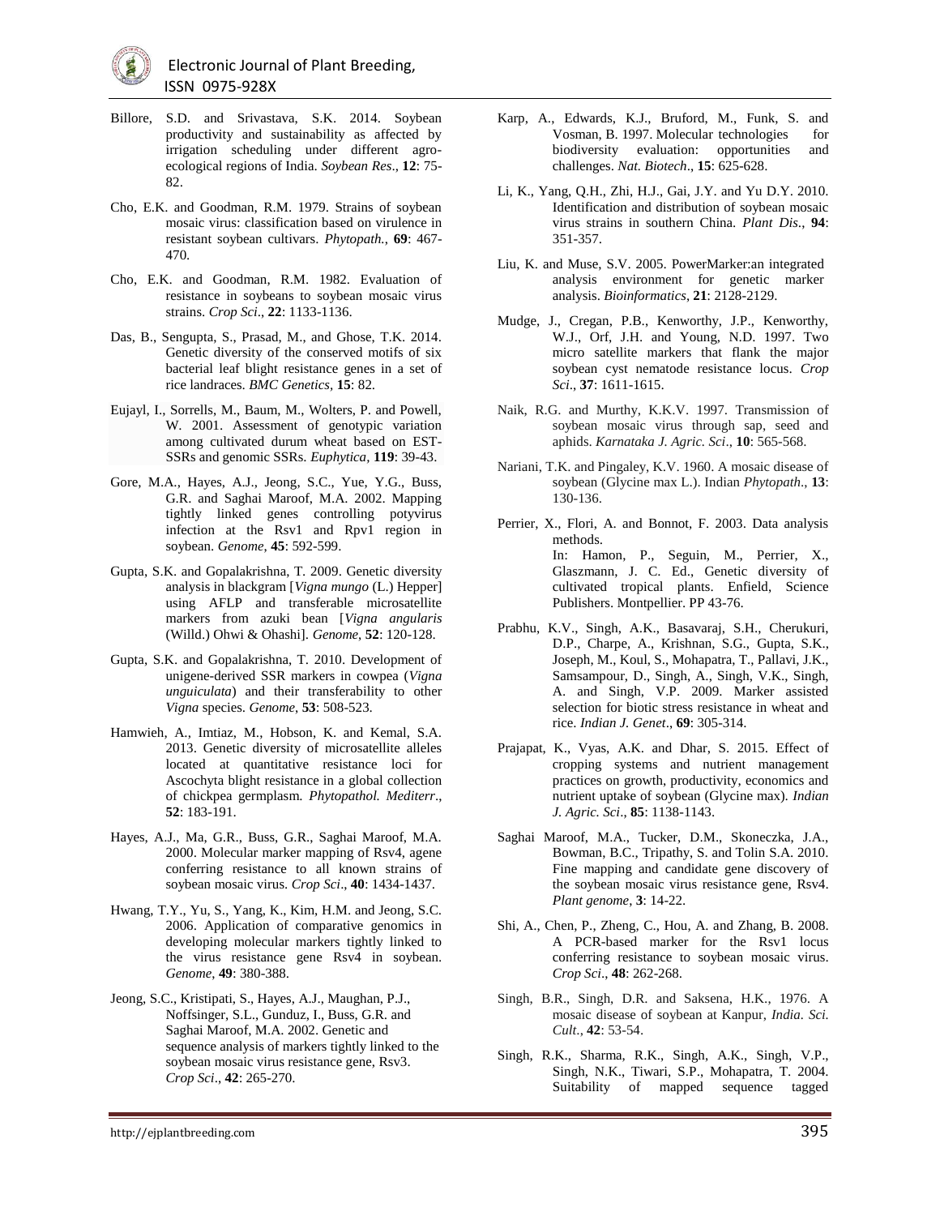Billore, S.D. and Srivastava, S.K. 2014. Soybean productivity and sustainability as affected by irrigation scheduling under different agro-ecological regions of India. *Soybean Res*., **12**: 75-82.

Cho, E.K. and Goodman, R.M. 1979. Strains of soybean mosaic virus: classification based on virulence in resistant soybean cultivars. *Phytopath.*, **69**: 467-470.

Cho, E.K. and Goodman, R.M. 1982. Evaluation of resistance in soybeans to soybean mosaic virus strains. *Crop Sci*., **22**: 1133-1136.

Das, B., Sengupta, S., Prasad, M., and Ghose, T.K. 2014. Genetic diversity of the conserved motifs of six bacterial leaf blight resistance genes in a set of rice landraces. *BMC Genetics*, **15**: 82.

Eujayl, I., Sorrells, M., Baum, M., Wolters, P. and Powell, W. 2001. Assessment of genotypic variation among cultivated durum wheat based on EST-SSRs and genomic SSRs. *Euphytica*, **119**: 39-43.

Gore, M.A., Hayes, A.J., Jeong, S.C., Yue, Y.G., Buss, G.R. and Saghai Maroof, M.A. 2002. Mapping tightly linked genes controlling potyvirus infection at the Rsv1 and Rpv1 region in soybean. *Genome*, **45**: 592-599.

Gupta, S.K. and Gopalakrishna, T. 2009. Genetic diversity analysis in blackgram [*Vigna mungo* (L.) Hepper] using AFLP and transferable microsatellite markers from azuki bean [*Vigna angularis* (Willd.) Ohwi & Ohashi]. *Genome*, **52**: 120-128.

Gupta, S.K. and Gopalakrishna, T. 2010. Development of unigene-derived SSR markers in cowpea (*Vigna unguiculata*) and their transferability to other *Vigna* species. *Genome*, **53**: 508-523.

Hamwieh, A., Imtiaz, M., Hobson, K. and Kemal, S.A. 2013. Genetic diversity of microsatellite alleles located at quantitative resistance loci for Ascochyta blight resistance in a global collection of chickpea germplasm. *Phytopathol. Mediterr*., **52**: 183-191.

Hayes, A.J., Ma, G.R., Buss, G.R., Saghai Maroof, M.A. 2000. Molecular marker mapping of Rsv4, agene conferring resistance to all known strains of soybean mosaic virus. *Crop Sci*., **40**: 1434-1437.

Hwang, T.Y., Yu, S., Yang, K., Kim, H.M. and Jeong, S.C. 2006. Application of comparative genomics in developing molecular markers tightly linked to the virus resistance gene Rsv4 in soybean. *Genome*, **49**: 380-388.

Jeong, S.C., Kristipati, S., Hayes, A.J., Maughan, P.J., Noffsinger, S.L., Gunduz, I., Buss, G.R. and Saghai Maroof, M.A. 2002. Genetic and sequence analysis of markers tightly linked to the soybean mosaic virus resistance gene, Rsv3. *Crop Sci*., **42**: 265-270.

Karp, A., Edwards, K.J., Bruford, M., Funk, S. and Vosman, B. 1997. Molecular technologies for biodiversity evaluation: opportunities and challenges. *Nat. Biotech*., **15**: 625-628.

Li, K., Yang, Q.H., Zhi, H.J., Gai, J.Y. and Yu D.Y. 2010. Identification and distribution of soybean mosaic virus strains in southern China. *Plant Dis*., **94**: 351-357.

Liu, K. and Muse, S.V. 2005. PowerMarker:an integrated analysis environment for genetic marker analysis. *Bioinformatics*, **21**: 2128-2129.

Mudge, J., Cregan, P.B., Kenworthy, J.P., Kenworthy, W.J., Orf, J.H. and Young, N.D. 1997. Two micro satellite markers that flank the major soybean cyst nematode resistance locus. *Crop Sci*., **37**: 1611-1615.

Naik, R.G. and Murthy, K.K.V. 1997. Transmission of soybean mosaic virus through sap, seed and aphids. *Karnataka J. Agric. Sci*., **10**: 565-568.

Nariani, T.K. and Pingaley, K.V. 1960. A mosaic disease of soybean (Glycine max L.). Indian *Phytopath*., **13**: 130-136.

Perrier, X., Flori, A. and Bonnot, F. 2003. Data analysis methods. In: Hamon, P., Seguin, M., Perrier, X., Glaszmann, J. C. Ed., Genetic diversity of cultivated tropical plants. Enfield, Science Publishers. Montpellier. PP 43-76.

Prabhu, K.V., Singh, A.K., Basavaraj, S.H., Cherukuri, D.P., Charpe, A., Krishnan, S.G., Gupta, S.K., Joseph, M., Koul, S., Mohapatra, T., Pallavi, J.K., Samsampour, D., Singh, A., Singh, V.K., Singh, A. and Singh, V.P. 2009. Marker assisted selection for biotic stress resistance in wheat and rice. *Indian J. Genet*., **69**: 305-314.

Prajapat, K., Vyas, A.K. and Dhar, S. 2015. Effect of cropping systems and nutrient management practices on growth, productivity, economics and nutrient uptake of soybean (Glycine max). *Indian J. Agric. Sci*., **85**: 1138-1143.

Saghai Maroof, M.A., Tucker, D.M., Skoneczka, J.A., Bowman, B.C., Tripathy, S. and Tolin S.A. 2010. Fine mapping and candidate gene discovery of the soybean mosaic virus resistance gene, Rsv4. *Plant genome*, **3**: 14-22.

Shi, A., Chen, P., Zheng, C., Hou, A. and Zhang, B. 2008. A PCR-based marker for the Rsv1 locus conferring resistance to soybean mosaic virus. *Crop Sci*., **48**: 262-268.

Singh, B.R., Singh, D.R. and Saksena, H.K., 1976. A mosaic disease of soybean at Kanpur, *India. Sci. Cult*., **42**: 53-54.

Singh, R.K., Sharma, R.K., Singh, A.K., Singh, V.P., Singh, N.K., Tiwari, S.P., Mohapatra, T. 2004. Suitability of mapped sequence tagged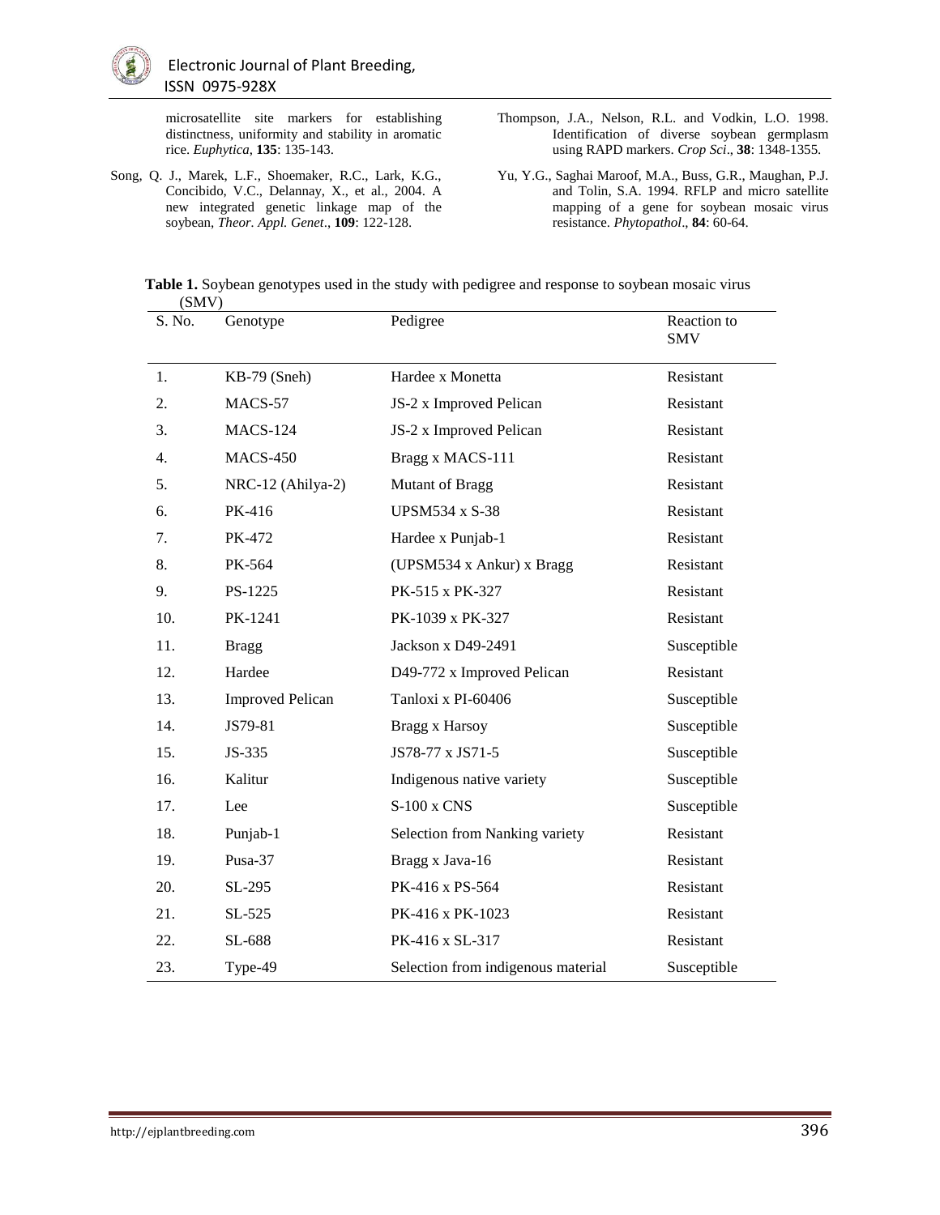microsatellite site markers for establishing distinctness, uniformity and stability in aromatic rice. *Euphytica*, **135**: 135-143.

Song, Q. J., Marek, L.F., Shoemaker, R.C., Lark, K.G., Concibido, V.C., Delannay, X., et al., 2004. A new integrated genetic linkage map of the soybean, *Theor. Appl. Genet*., **109**: 122-128.

Thompson, J.A., Nelson, R.L. and Vodkin, L.O. 1998. Identification of diverse soybean germplasm using RAPD markers. *Crop Sci*., **38**: 1348-1355.

Yu, Y.G., Saghai Maroof, M.A., Buss, G.R., Maughan, P.J. and Tolin, S.A. 1994. RFLP and micro satellite mapping of a gene for soybean mosaic virus resistance. *Phytopathol*., **84**: 60-64.

**Table 1.** Soybean genotypes used in the study with pedigree and response to soybean mosaic virus (SMV)

| S. No. | Genotype | Pedigree | Reaction to SMV |
|---|---|---|---|
| 1. | KB-79 (Sneh) | Hardee x Monetta | Resistant |
| 2. | MACS-57 | JS-2 x Improved Pelican | Resistant |
| 3. | MACS-124 | JS-2 x Improved Pelican | Resistant |
| 4. | MACS-450 | Bragg x MACS-111 | Resistant |
| 5. | NRC-12 (Ahilya-2) | Mutant of Bragg | Resistant |
| 6. | PK-416 | UPSM534 x S-38 | Resistant |
| 7. | PK-472 | Hardee x Punjab-1 | Resistant |
| 8. | PK-564 | (UPSM534 x Ankur) x Bragg | Resistant |
| 9. | PS-1225 | PK-515 x PK-327 | Resistant |
| 10. | PK-1241 | PK-1039 x PK-327 | Resistant |
| 11. | Bragg | Jackson x D49-2491 | Susceptible |
| 12. | Hardee | D49-772 x Improved Pelican | Resistant |
| 13. | Improved Pelican | Tanloxi x PI-60406 | Susceptible |
| 14. | JS79-81 | Bragg x Harsoy | Susceptible |
| 15. | JS-335 | JS78-77 x JS71-5 | Susceptible |
| 16. | Kalitur | Indigenous native variety | Susceptible |
| 17. | Lee | S-100 x CNS | Susceptible |
| 18. | Punjab-1 | Selection from Nanking variety | Resistant |
| 19. | Pusa-37 | Bragg x Java-16 | Resistant |
| 20. | SL-295 | PK-416 x PS-564 | Resistant |
| 21. | SL-525 | PK-416 x PK-1023 | Resistant |
| 22. | SL-688 | PK-416 x SL-317 | Resistant |
| 23. | Type-49 | Selection from indigenous material | Susceptible |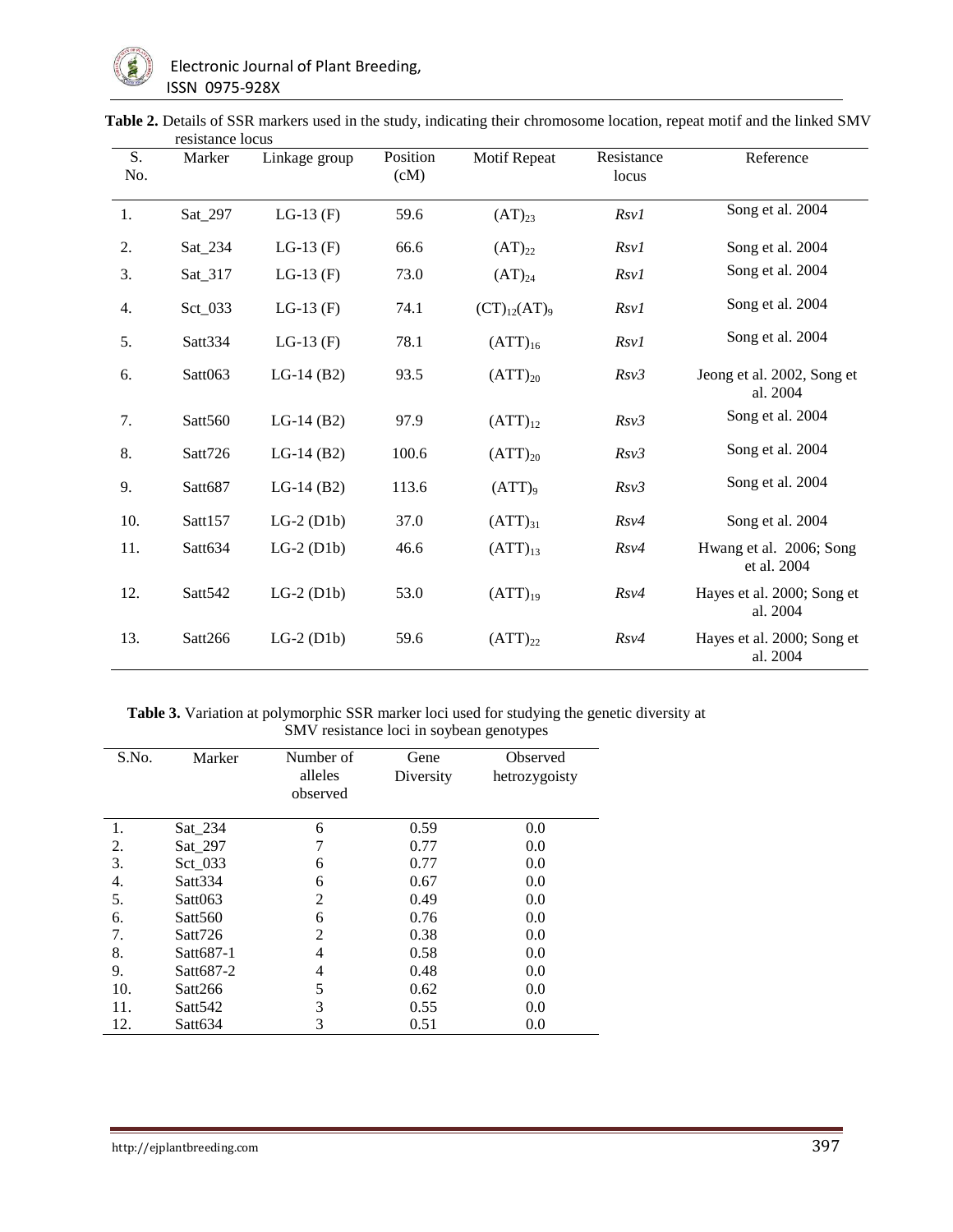**Table 2.** Details of SSR markers used in the study, indicating their chromosome location, repeat motif and the linked SMV resistance locus

| S. No. | Marker | Linkage group | Position (cM) | Motif Repeat | Resistance locus | Reference |
|---|---|---|---|---|---|---|
| 1. | Sat_297 | LG-13 (F) | 59.6 | $(AT)_{23}$ | *Rsv1* | Song et al. 2004 |
| 2. | Sat_234 | LG-13 (F) | 66.6 | $(AT)_{22}$ | *Rsv1* | Song et al. 2004 |
| 3. | Sat_317 | LG-13 (F) | 73.0 | $(AT)_{24}$ | *Rsv1* | Song et al. 2004 |
| 4. | Sct_033 | LG-13 (F) | 74.1 | $(CT)_{12}(AT)_{9}$ | *Rsv1* | Song et al. 2004 |
| 5. | Satt334 | LG-13 (F) | 78.1 | $(ATT)_{16}$ | *Rsv1* | Song et al. 2004 |
| 6. | Satt063 | LG-14 (B2) | 93.5 | $(ATT)_{20}$ | *Rsv3* | Jeong et al. 2002, Song et al. 2004 |
| 7. | Satt560 | LG-14 (B2) | 97.9 | $(ATT)_{12}$ | *Rsv3* | Song et al. 2004 |
| 8. | Satt726 | LG-14 (B2) | 100.6 | $(ATT)_{20}$ | *Rsv3* | Song et al. 2004 |
| 9. | Satt687 | LG-14 (B2) | 113.6 | $(ATT)_{9}$ | *Rsv3* | Song et al. 2004 |
| 10. | Satt157 | LG-2 (D1b) | 37.0 | $(ATT)_{31}$ | *Rsv4* | Song et al. 2004 |
| 11. | Satt634 | LG-2 (D1b) | 46.6 | $(ATT)_{13}$ | *Rsv4* | Hwang et al. 2006; Song et al. 2004 |
| 12. | Satt542 | LG-2 (D1b) | 53.0 | $(ATT)_{19}$ | *Rsv4* | Hayes et al. 2000; Song et al. 2004 |
| 13. | Satt266 | LG-2 (D1b) | 59.6 | $(ATT)_{22}$ | *Rsv4* | Hayes et al. 2000; Song et al. 2004 |

**Table 3.** Variation at polymorphic SSR marker loci used for studying the genetic diversity at SMV resistance loci in soybean genotypes

| S.No. | Marker | Number of alleles observed | Gene Diversity | Observed hetrozygoisty |
|---|---|---|---|---|
| 1. | Sat_234 | 6 | 0.59 | 0.0 |
| 2. | Sat_297 | 7 | 0.77 | 0.0 |
| 3. | Sct_033 | 6 | 0.77 | 0.0 |
| 4. | Satt334 | 6 | 0.67 | 0.0 |
| 5. | Satt063 | 2 | 0.49 | 0.0 |
| 6. | Satt560 | 6 | 0.76 | 0.0 |
| 7. | Satt726 | 2 | 0.38 | 0.0 |
| 8. | Satt687-1 | 4 | 0.58 | 0.0 |
| 9. | Satt687-2 | 4 | 0.48 | 0.0 |
| 10. | Satt266 | 5 | 0.62 | 0.0 |
| 11. | Satt542 | 3 | 0.55 | 0.0 |
| 12. | Satt634 | 3 | 0.51 | 0.0 |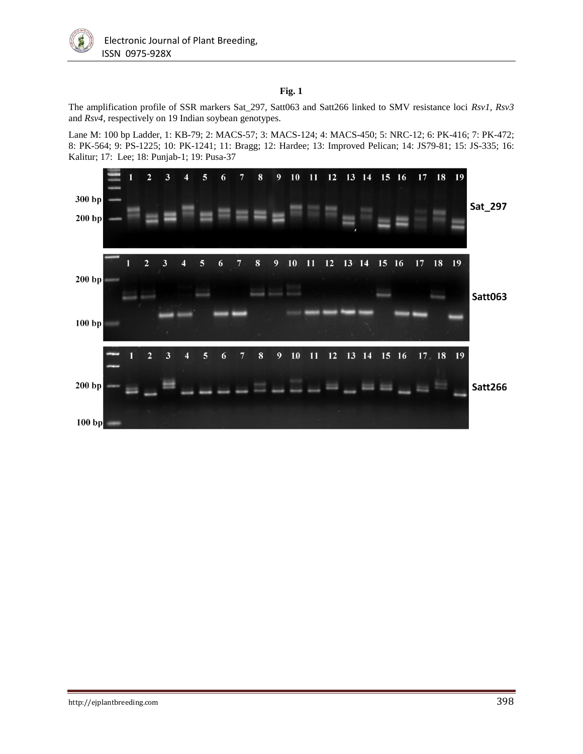**Fig. 1**

The amplification profile of SSR markers Sat_297, Satt063 and Satt266 linked to SMV resistance loci *Rsv1*, *Rsv3* and *Rsv4*, respectively on 19 Indian soybean genotypes.

Lane M: 100 bp Ladder, 1: KB-79; 2: MACS-57; 3: MACS-124; 4: MACS-450; 5: NRC-12; 6: PK-416; 7: PK-472; 8: PK-564; 9: PS-1225; 10: PK-1241; 11: Bragg; 12: Hardee; 13: Improved Pelican; 14: JS79-81; 15: JS-335; 16: Kalitur; 17: Lee; 18: Punjab-1; 19: Pusa-37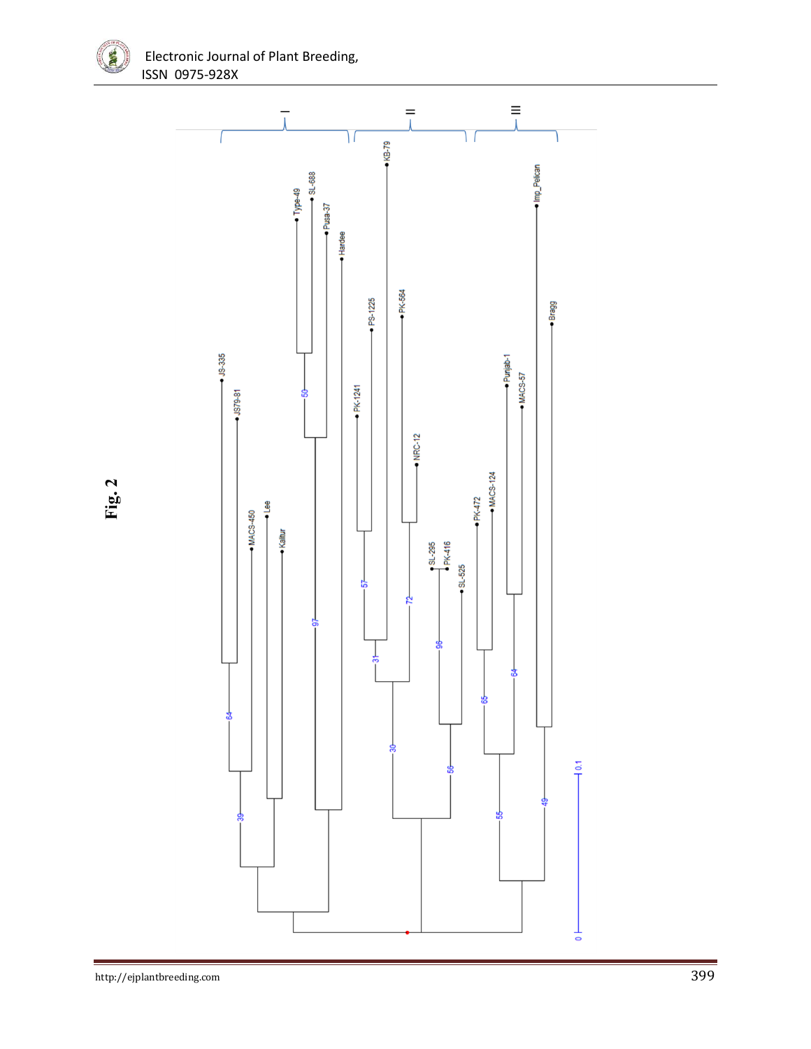Fig. 2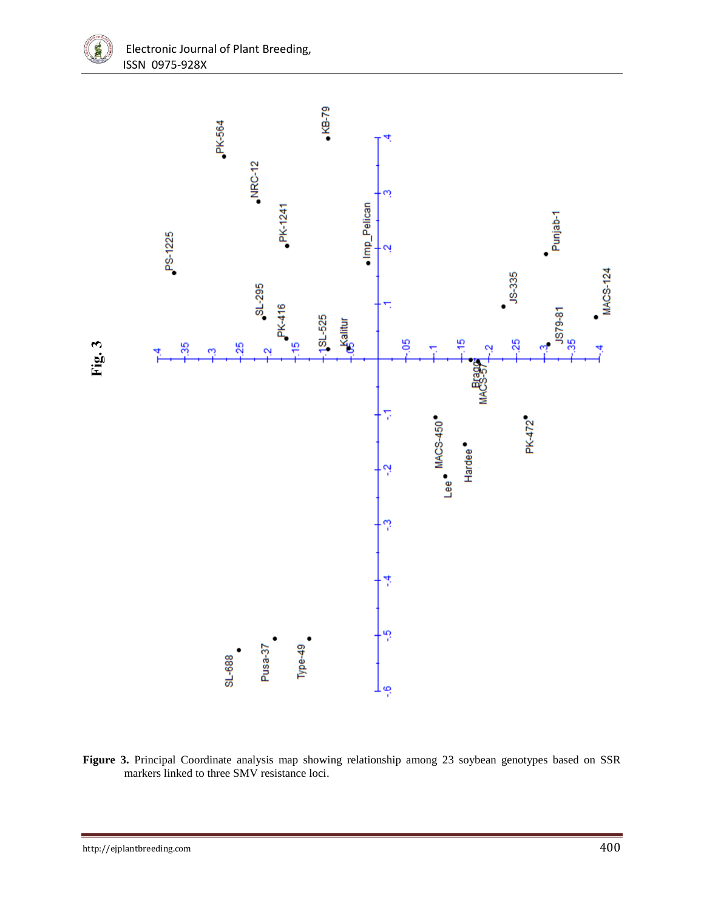Fig. 3

PS-1225
PK-564
NRC-12
PK-1241
KB-79
Imp_Pelican
SL-295
PK-416
SL-525
Kalitur
JS-335
Punjab-1
JS79-81
MACS-124
Bragg
MACS-57
MACS-450
Lee
Hardee
PK-472
SL-688
Pusa-37
Type-49

.4
.35
.3
.25
.2
.15
.1
.05
.05
.1
.15
.2
.25
.3
.35
.4

.4
.3
.2
.1
-.1
-.2
-.3
-.4
-.5
-.6

**Figure 3.** Principal Coordinate analysis map showing relationship among 23 soybean genotypes based on SSR markers linked to three SMV resistance loci.